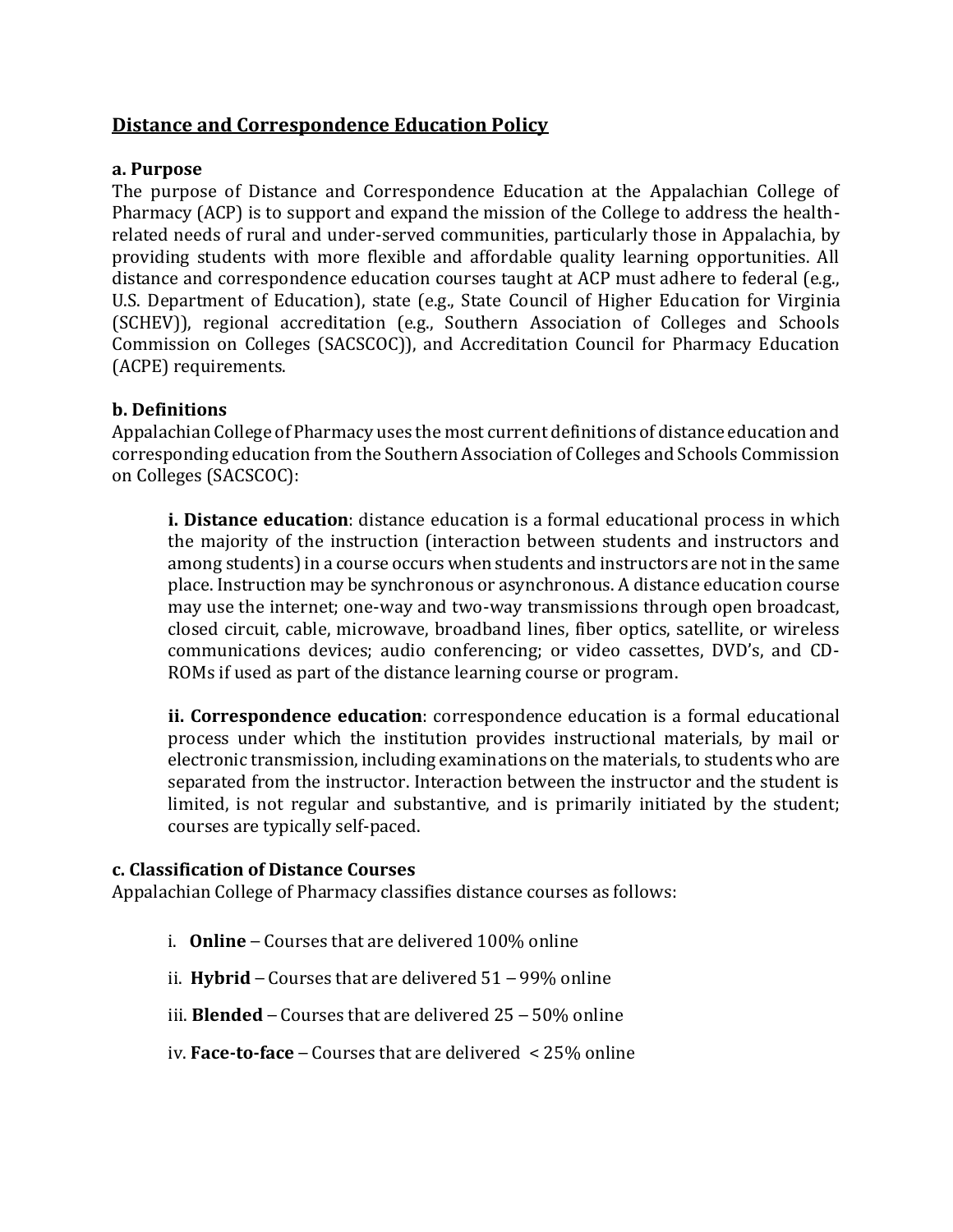# Distance and Correspondence Education Policy

## a. Purpose

The purpose of Distance and Correspondence Education at the Appalachian College of Pharmacy (ACP) is to support and expand the mission of the College to address the health-related needs of rural and under-served communities, particularly those in Appalachia, by providing students with more flexible and affordable quality learning opportunities. All distance and correspondence education courses taught at ACP must adhere to federal (e.g., U.S. Department of Education), state (e.g., State Council of Higher Education for Virginia (SCHEV)), regional accreditation (e.g., Southern Association of Colleges and Schools Commission on Colleges (SACSCOC)), and Accreditation Council for Pharmacy Education (ACPE) requirements.

## b. Definitions

Appalachian College of Pharmacy uses the most current definitions of distance education and corresponding education from the Southern Association of Colleges and Schools Commission on Colleges (SACSCOC):

**i. Distance education**: distance education is a formal educational process in which the majority of the instruction (interaction between students and instructors and among students) in a course occurs when students and instructors are not in the same place. Instruction may be synchronous or asynchronous. A distance education course may use the internet; one-way and two-way transmissions through open broadcast, closed circuit, cable, microwave, broadband lines, fiber optics, satellite, or wireless communications devices; audio conferencing; or video cassettes, DVD's, and CD-ROMs if used as part of the distance learning course or program.

**ii. Correspondence education**: correspondence education is a formal educational process under which the institution provides instructional materials, by mail or electronic transmission, including examinations on the materials, to students who are separated from the instructor. Interaction between the instructor and the student is limited, is not regular and substantive, and is primarily initiated by the student; courses are typically self-paced.

## c. Classification of Distance Courses

Appalachian College of Pharmacy classifies distance courses as follows:

i. **Online** – Courses that are delivered 100% online

ii. **Hybrid** – Courses that are delivered 51 – 99% online

iii. **Blended** – Courses that are delivered 25 – 50% online

iv. **Face-to-face** – Courses that are delivered < 25% online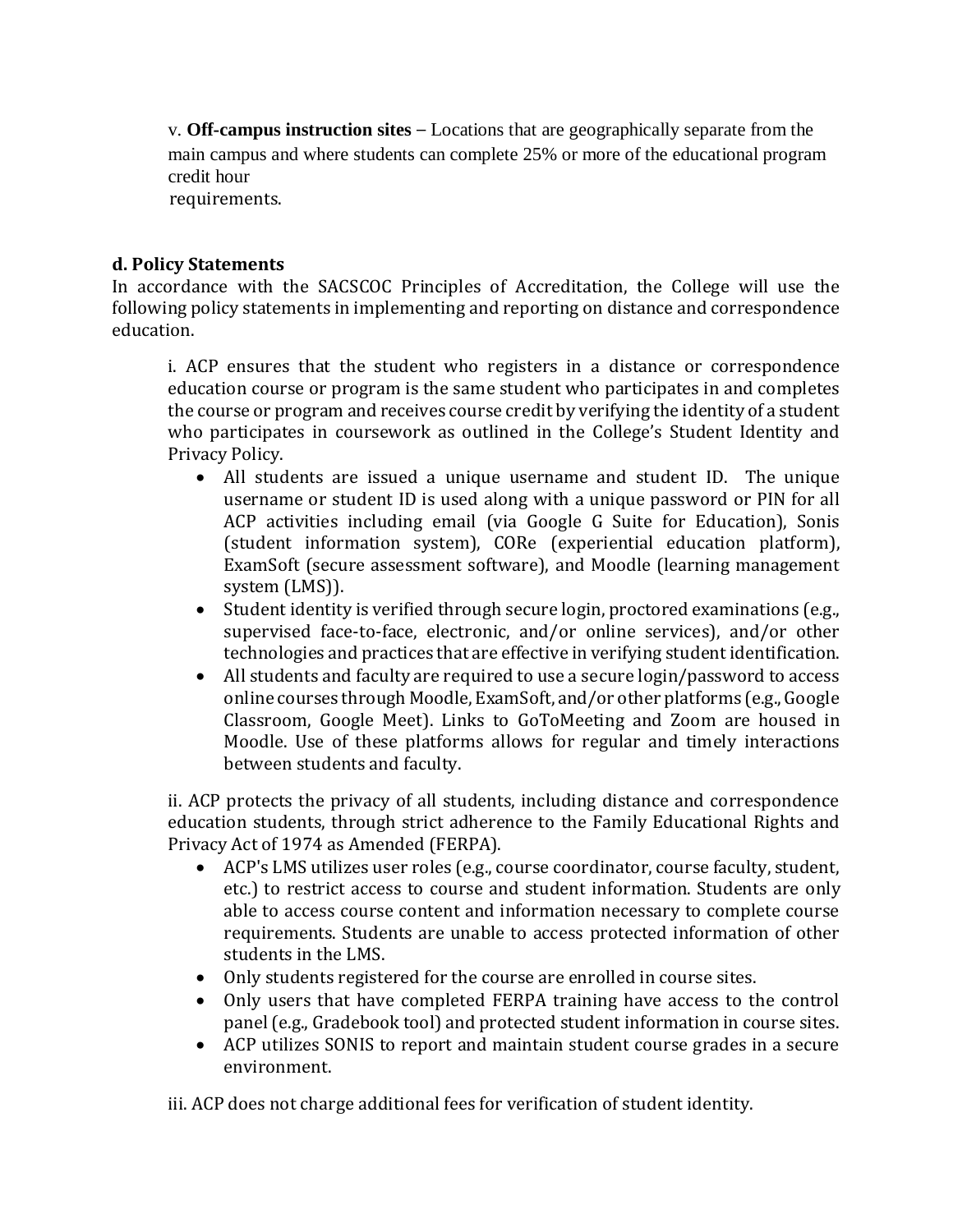v. **Off-campus instruction sites** – Locations that are geographically separate from the main campus and where students can complete 25% or more of the educational program credit hour requirements.

**d. Policy Statements**

In accordance with the SACSCOC Principles of Accreditation, the College will use the following policy statements in implementing and reporting on distance and correspondence education.

i. ACP ensures that the student who registers in a distance or correspondence education course or program is the same student who participates in and completes the course or program and receives course credit by verifying the identity of a student who participates in coursework as outlined in the College's Student Identity and Privacy Policy.

- All students are issued a unique username and student ID. The unique username or student ID is used along with a unique password or PIN for all ACP activities including email (via Google G Suite for Education), Sonis (student information system), CORe (experiential education platform), ExamSoft (secure assessment software), and Moodle (learning management system (LMS)).
- Student identity is verified through secure login, proctored examinations (e.g., supervised face-to-face, electronic, and/or online services), and/or other technologies and practices that are effective in verifying student identification.
- All students and faculty are required to use a secure login/password to access online courses through Moodle, ExamSoft, and/or other platforms (e.g., Google Classroom, Google Meet). Links to GoToMeeting and Zoom are housed in Moodle. Use of these platforms allows for regular and timely interactions between students and faculty.

ii. ACP protects the privacy of all students, including distance and correspondence education students, through strict adherence to the Family Educational Rights and Privacy Act of 1974 as Amended (FERPA).

- ACP's LMS utilizes user roles (e.g., course coordinator, course faculty, student, etc.) to restrict access to course and student information. Students are only able to access course content and information necessary to complete course requirements. Students are unable to access protected information of other students in the LMS.
- Only students registered for the course are enrolled in course sites.
- Only users that have completed FERPA training have access to the control panel (e.g., Gradebook tool) and protected student information in course sites.
- ACP utilizes SONIS to report and maintain student course grades in a secure environment.

iii. ACP does not charge additional fees for verification of student identity.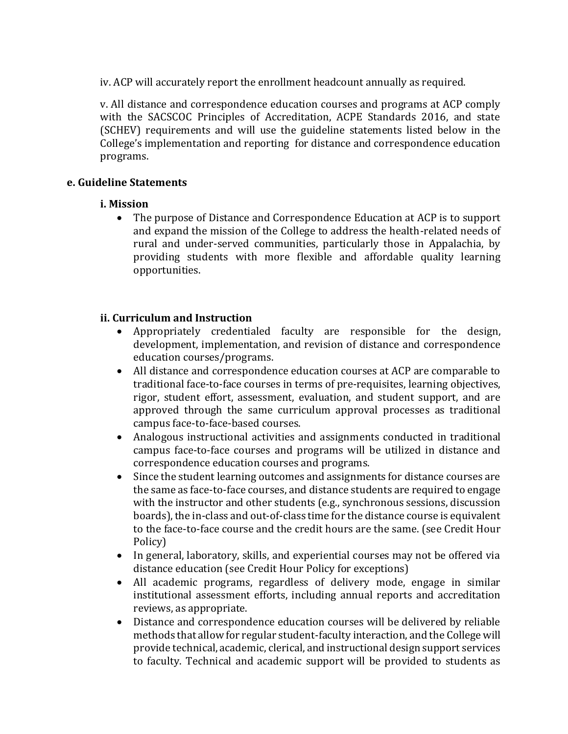iv. ACP will accurately report the enrollment headcount annually as required.

v. All distance and correspondence education courses and programs at ACP comply with the SACSCOC Principles of Accreditation, ACPE Standards 2016, and state (SCHEV) requirements and will use the guideline statements listed below in the College's implementation and reporting for distance and correspondence education programs.

### e. Guideline Statements

#### i. Mission

- The purpose of Distance and Correspondence Education at ACP is to support and expand the mission of the College to address the health-related needs of rural and under-served communities, particularly those in Appalachia, by providing students with more flexible and affordable quality learning opportunities.

#### ii. Curriculum and Instruction

- Appropriately credentialed faculty are responsible for the design, development, implementation, and revision of distance and correspondence education courses/programs.
- All distance and correspondence education courses at ACP are comparable to traditional face-to-face courses in terms of pre-requisites, learning objectives, rigor, student effort, assessment, evaluation, and student support, and are approved through the same curriculum approval processes as traditional campus face-to-face-based courses.
- Analogous instructional activities and assignments conducted in traditional campus face-to-face courses and programs will be utilized in distance and correspondence education courses and programs.
- Since the student learning outcomes and assignments for distance courses are the same as face-to-face courses, and distance students are required to engage with the instructor and other students (e.g., synchronous sessions, discussion boards), the in-class and out-of-class time for the distance course is equivalent to the face-to-face course and the credit hours are the same. (see Credit Hour Policy)
- In general, laboratory, skills, and experiential courses may not be offered via distance education (see Credit Hour Policy for exceptions)
- All academic programs, regardless of delivery mode, engage in similar institutional assessment efforts, including annual reports and accreditation reviews, as appropriate.
- Distance and correspondence education courses will be delivered by reliable methods that allow for regular student-faculty interaction, and the College will provide technical, academic, clerical, and instructional design support services to faculty. Technical and academic support will be provided to students as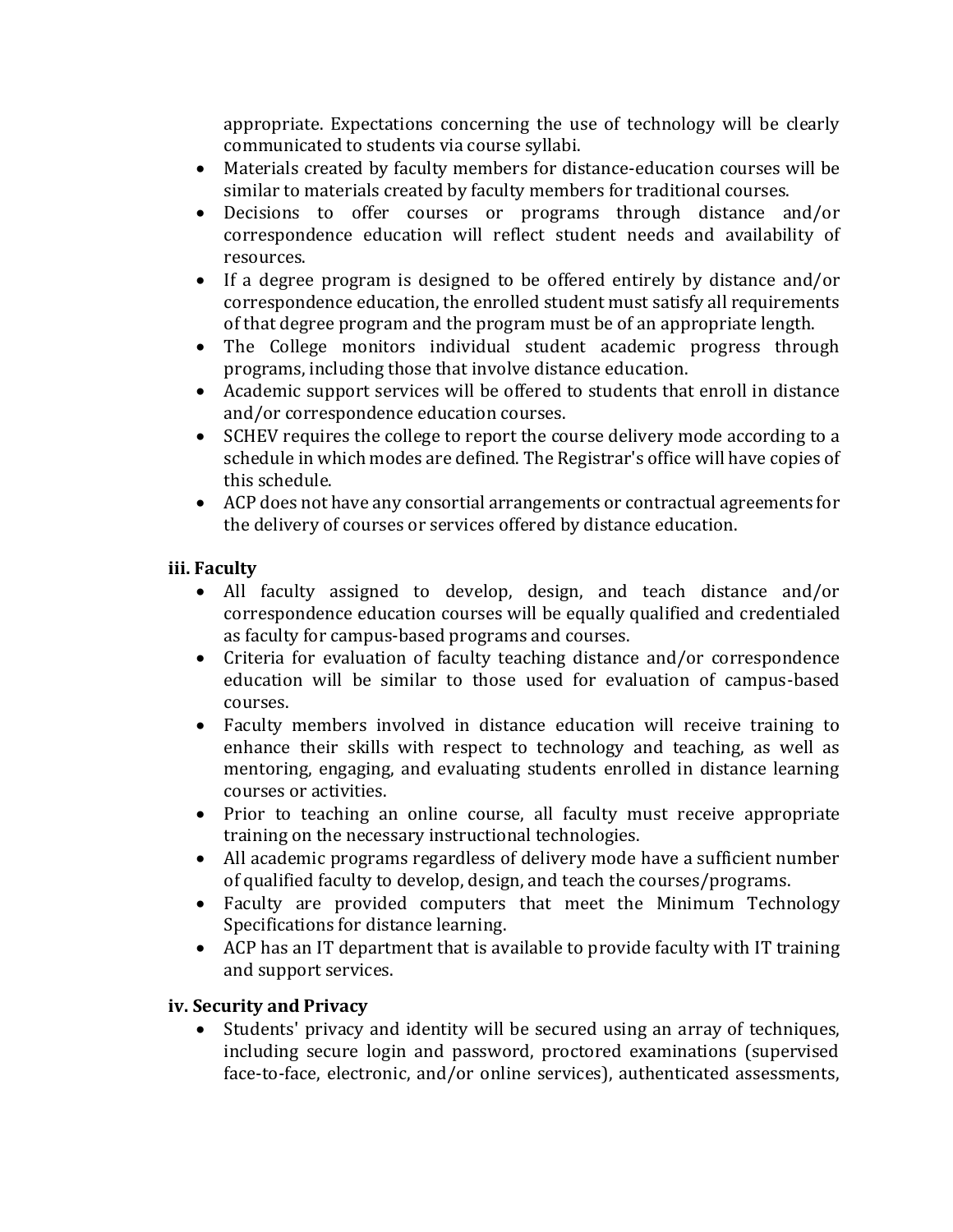appropriate. Expectations concerning the use of technology will be clearly communicated to students via course syllabi.

- Materials created by faculty members for distance-education courses will be similar to materials created by faculty members for traditional courses.
- Decisions to offer courses or programs through distance and/or correspondence education will reflect student needs and availability of resources.
- If a degree program is designed to be offered entirely by distance and/or correspondence education, the enrolled student must satisfy all requirements of that degree program and the program must be of an appropriate length.
- The College monitors individual student academic progress through programs, including those that involve distance education.
- Academic support services will be offered to students that enroll in distance and/or correspondence education courses.
- SCHEV requires the college to report the course delivery mode according to a schedule in which modes are defined. The Registrar's office will have copies of this schedule.
- ACP does not have any consortial arrangements or contractual agreements for the delivery of courses or services offered by distance education.

**iii. Faculty**

- All faculty assigned to develop, design, and teach distance and/or correspondence education courses will be equally qualified and credentialed as faculty for campus-based programs and courses.
- Criteria for evaluation of faculty teaching distance and/or correspondence education will be similar to those used for evaluation of campus-based courses.
- Faculty members involved in distance education will receive training to enhance their skills with respect to technology and teaching, as well as mentoring, engaging, and evaluating students enrolled in distance learning courses or activities.
- Prior to teaching an online course, all faculty must receive appropriate training on the necessary instructional technologies.
- All academic programs regardless of delivery mode have a sufficient number of qualified faculty to develop, design, and teach the courses/programs.
- Faculty are provided computers that meet the Minimum Technology Specifications for distance learning.
- ACP has an IT department that is available to provide faculty with IT training and support services.

**iv. Security and Privacy**

- Students' privacy and identity will be secured using an array of techniques, including secure login and password, proctored examinations (supervised face-to-face, electronic, and/or online services), authenticated assessments,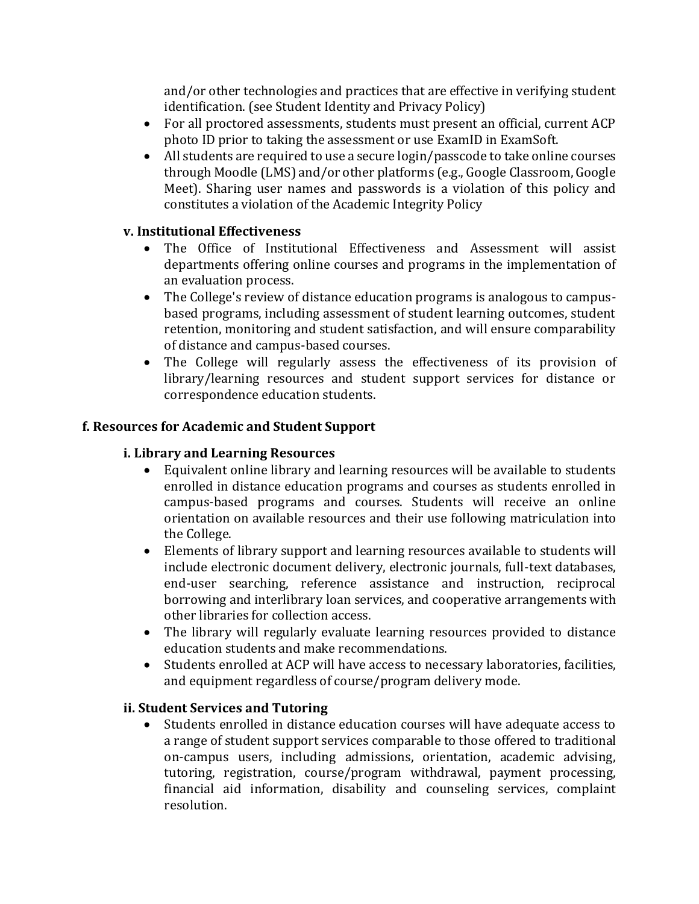and/or other technologies and practices that are effective in verifying student identification. (see Student Identity and Privacy Policy)

- For all proctored assessments, students must present an official, current ACP photo ID prior to taking the assessment or use ExamID in ExamSoft.
- All students are required to use a secure login/passcode to take online courses through Moodle (LMS) and/or other platforms (e.g., Google Classroom, Google Meet). Sharing user names and passwords is a violation of this policy and constitutes a violation of the Academic Integrity Policy

#### v. Institutional Effectiveness

- The Office of Institutional Effectiveness and Assessment will assist departments offering online courses and programs in the implementation of an evaluation process.
- The College's review of distance education programs is analogous to campus-based programs, including assessment of student learning outcomes, student retention, monitoring and student satisfaction, and will ensure comparability of distance and campus-based courses.
- The College will regularly assess the effectiveness of its provision of library/learning resources and student support services for distance or correspondence education students.

### f. Resources for Academic and Student Support

#### i. Library and Learning Resources

- Equivalent online library and learning resources will be available to students enrolled in distance education programs and courses as students enrolled in campus-based programs and courses. Students will receive an online orientation on available resources and their use following matriculation into the College.
- Elements of library support and learning resources available to students will include electronic document delivery, electronic journals, full-text databases, end-user searching, reference assistance and instruction, reciprocal borrowing and interlibrary loan services, and cooperative arrangements with other libraries for collection access.
- The library will regularly evaluate learning resources provided to distance education students and make recommendations.
- Students enrolled at ACP will have access to necessary laboratories, facilities, and equipment regardless of course/program delivery mode.

#### ii. Student Services and Tutoring

- Students enrolled in distance education courses will have adequate access to a range of student support services comparable to those offered to traditional on-campus users, including admissions, orientation, academic advising, tutoring, registration, course/program withdrawal, payment processing, financial aid information, disability and counseling services, complaint resolution.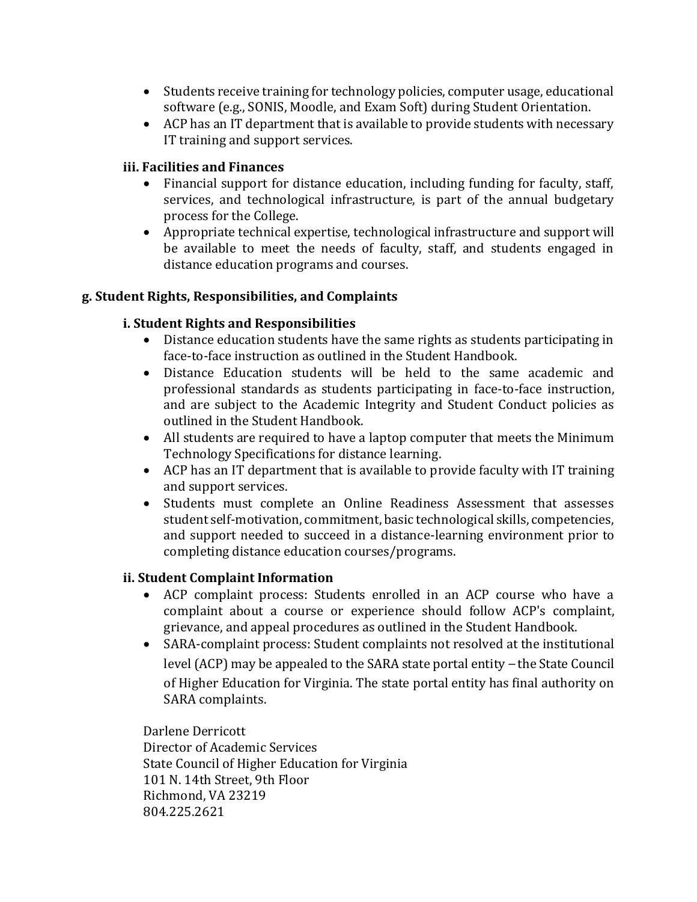- Students receive training for technology policies, computer usage, educational software (e.g., SONIS, Moodle, and Exam Soft) during Student Orientation.
- ACP has an IT department that is available to provide students with necessary IT training and support services.

#### iii. Facilities and Finances

- Financial support for distance education, including funding for faculty, staff, services, and technological infrastructure, is part of the annual budgetary process for the College.
- Appropriate technical expertise, technological infrastructure and support will be available to meet the needs of faculty, staff, and students engaged in distance education programs and courses.

### g. Student Rights, Responsibilities, and Complaints

#### i. Student Rights and Responsibilities

- Distance education students have the same rights as students participating in face-to-face instruction as outlined in the Student Handbook.
- Distance Education students will be held to the same academic and professional standards as students participating in face-to-face instruction, and are subject to the Academic Integrity and Student Conduct policies as outlined in the Student Handbook.
- All students are required to have a laptop computer that meets the Minimum Technology Specifications for distance learning.
- ACP has an IT department that is available to provide faculty with IT training and support services.
- Students must complete an Online Readiness Assessment that assesses student self-motivation, commitment, basic technological skills, competencies, and support needed to succeed in a distance-learning environment prior to completing distance education courses/programs.

#### ii. Student Complaint Information

- ACP complaint process: Students enrolled in an ACP course who have a complaint about a course or experience should follow ACP's complaint, grievance, and appeal procedures as outlined in the Student Handbook.
- SARA-complaint process: Student complaints not resolved at the institutional level (ACP) may be appealed to the SARA state portal entity – the State Council of Higher Education for Virginia. The state portal entity has final authority on SARA complaints.

Darlene Derricott
Director of Academic Services
State Council of Higher Education for Virginia
101 N. 14th Street, 9th Floor
Richmond, VA 23219
804.225.2621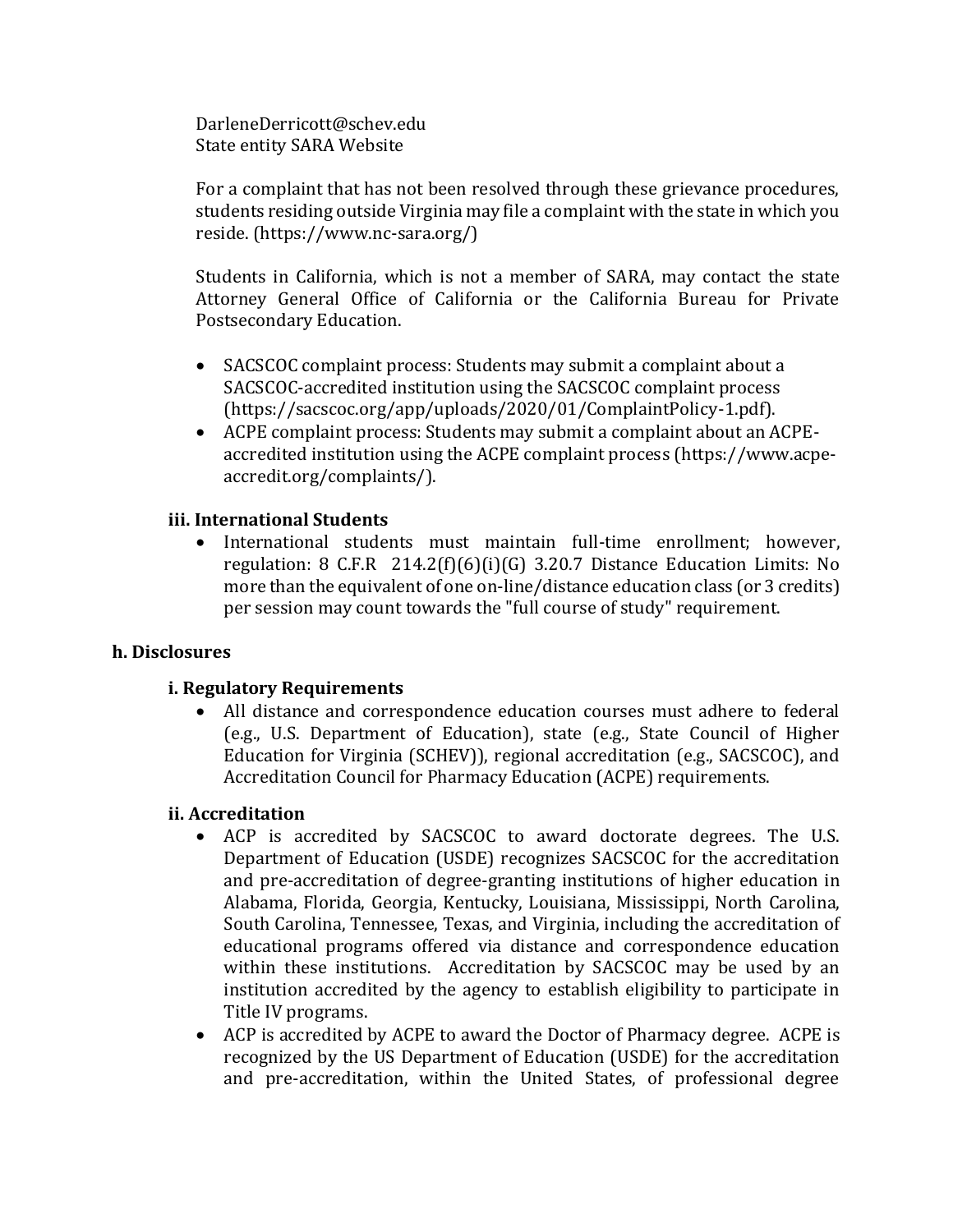DarleneDerricott@schev.edu
State entity SARA Website

For a complaint that has not been resolved through these grievance procedures, students residing outside Virginia may file a complaint with the state in which you reside. (https://www.nc-sara.org/)

Students in California, which is not a member of SARA, may contact the state Attorney General Office of California or the California Bureau for Private Postsecondary Education.

- SACSCOC complaint process: Students may submit a complaint about a SACSCOC-accredited institution using the SACSCOC complaint process (https://sacscoc.org/app/uploads/2020/01/ComplaintPolicy-1.pdf).
- ACPE complaint process: Students may submit a complaint about an ACPE-accredited institution using the ACPE complaint process (https://www.acpe-accredit.org/complaints/).

### iii. International Students

- International students must maintain full-time enrollment; however, regulation: 8 C.F.R 214.2(f)(6)(i)(G) 3.20.7 Distance Education Limits: No more than the equivalent of one on-line/distance education class (or 3 credits) per session may count towards the "full course of study" requirement.

## h. Disclosures

### i. Regulatory Requirements

- All distance and correspondence education courses must adhere to federal (e.g., U.S. Department of Education), state (e.g., State Council of Higher Education for Virginia (SCHEV)), regional accreditation (e.g., SACSCOC), and Accreditation Council for Pharmacy Education (ACPE) requirements.

### ii. Accreditation

- ACP is accredited by SACSCOC to award doctorate degrees. The U.S. Department of Education (USDE) recognizes SACSCOC for the accreditation and pre-accreditation of degree-granting institutions of higher education in Alabama, Florida, Georgia, Kentucky, Louisiana, Mississippi, North Carolina, South Carolina, Tennessee, Texas, and Virginia, including the accreditation of educational programs offered via distance and correspondence education within these institutions. Accreditation by SACSCOC may be used by an institution accredited by the agency to establish eligibility to participate in Title IV programs.
- ACP is accredited by ACPE to award the Doctor of Pharmacy degree. ACPE is recognized by the US Department of Education (USDE) for the accreditation and pre-accreditation, within the United States, of professional degree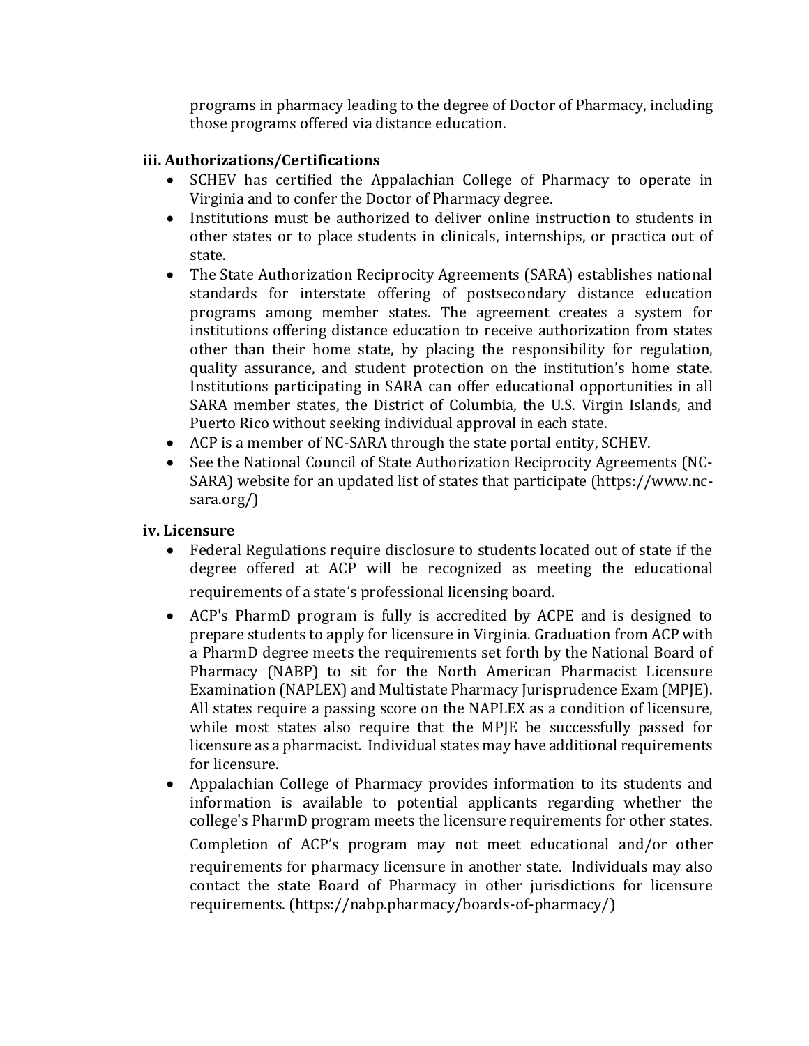programs in pharmacy leading to the degree of Doctor of Pharmacy, including those programs offered via distance education.

### iii. Authorizations/Certifications

- SCHEV has certified the Appalachian College of Pharmacy to operate in Virginia and to confer the Doctor of Pharmacy degree.
- Institutions must be authorized to deliver online instruction to students in other states or to place students in clinicals, internships, or practica out of state.
- The State Authorization Reciprocity Agreements (SARA) establishes national standards for interstate offering of postsecondary distance education programs among member states. The agreement creates a system for institutions offering distance education to receive authorization from states other than their home state, by placing the responsibility for regulation, quality assurance, and student protection on the institution's home state. Institutions participating in SARA can offer educational opportunities in all SARA member states, the District of Columbia, the U.S. Virgin Islands, and Puerto Rico without seeking individual approval in each state.
- ACP is a member of NC-SARA through the state portal entity, SCHEV.
- See the National Council of State Authorization Reciprocity Agreements (NC-SARA) website for an updated list of states that participate (https://www.nc-sara.org/)

### iv. Licensure

- Federal Regulations require disclosure to students located out of state if the degree offered at ACP will be recognized as meeting the educational requirements of a state's professional licensing board.
- ACP's PharmD program is fully is accredited by ACPE and is designed to prepare students to apply for licensure in Virginia. Graduation from ACP with a PharmD degree meets the requirements set forth by the National Board of Pharmacy (NABP) to sit for the North American Pharmacist Licensure Examination (NAPLEX) and Multistate Pharmacy Jurisprudence Exam (MPJE). All states require a passing score on the NAPLEX as a condition of licensure, while most states also require that the MPJE be successfully passed for licensure as a pharmacist. Individual states may have additional requirements for licensure.
- Appalachian College of Pharmacy provides information to its students and information is available to potential applicants regarding whether the college's PharmD program meets the licensure requirements for other states. Completion of ACP's program may not meet educational and/or other requirements for pharmacy licensure in another state. Individuals may also contact the state Board of Pharmacy in other jurisdictions for licensure requirements. (https://nabp.pharmacy/boards-of-pharmacy/)